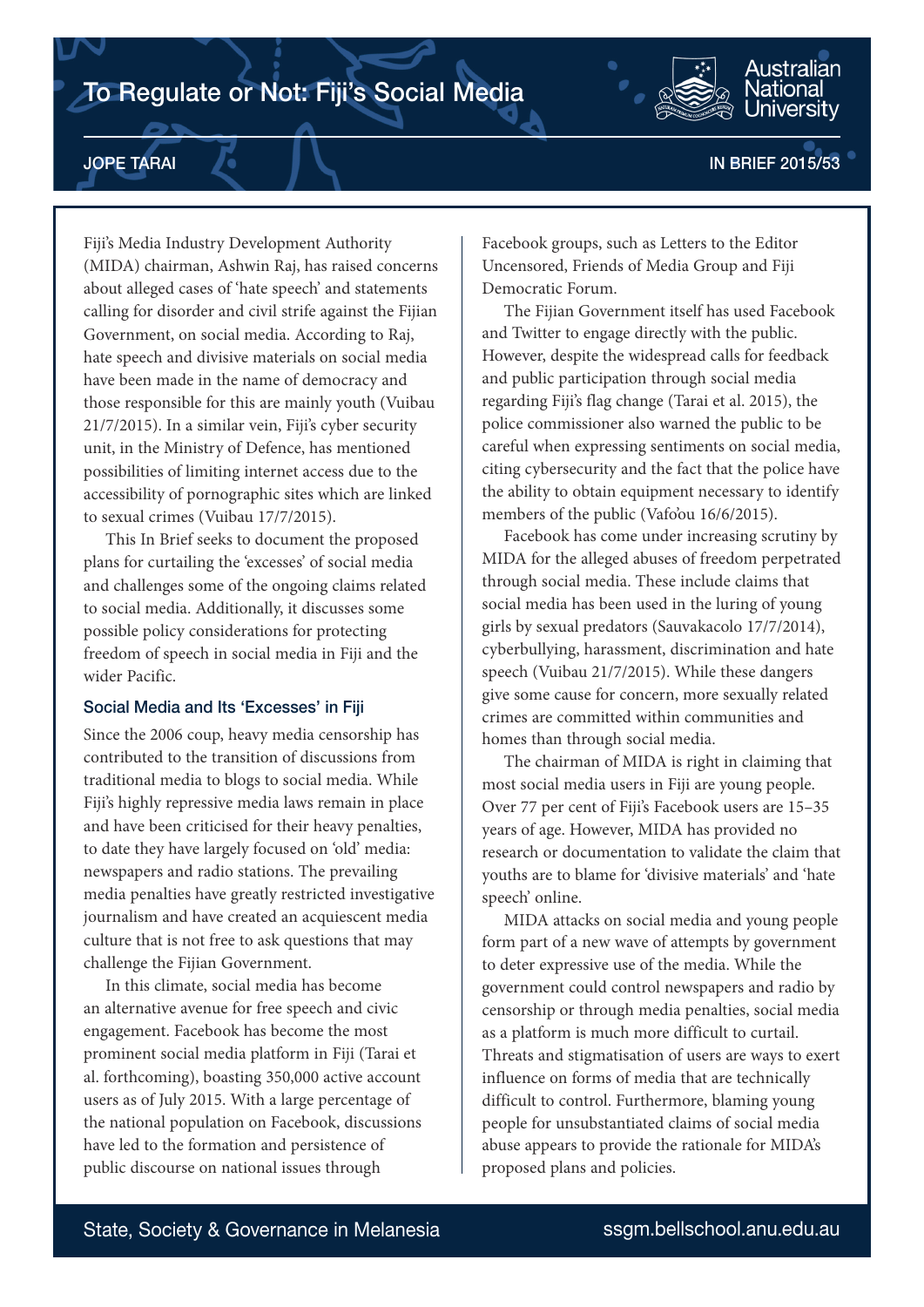# To Regulate or Not: Fiji's Social Media

JOPE TARAI

IN BRIEF 2015/53

Fiji's Media Industry Development Authority (MIDA) chairman, Ashwin Raj, has raised concerns about alleged cases of 'hate speech' and statements calling for disorder and civil strife against the Fijian Government, on social media. According to Raj, hate speech and divisive materials on social media have been made in the name of democracy and those responsible for this are mainly youth (Vuibau 21/7/2015). In a similar vein, Fiji's cyber security unit, in the Ministry of Defence, has mentioned possibilities of limiting internet access due to the accessibility of pornographic sites which are linked to sexual crimes (Vuibau 17/7/2015).

This In Brief seeks to document the proposed plans for curtailing the 'excesses' of social media and challenges some of the ongoing claims related to social media. Additionally, it discusses some possible policy considerations for protecting freedom of speech in social media in Fiji and the wider Pacific.

### Social Media and Its 'Excesses' in Fiji

Since the 2006 coup, heavy media censorship has contributed to the transition of discussions from traditional media to blogs to social media. While Fiji's highly repressive media laws remain in place and have been criticised for their heavy penalties, to date they have largely focused on 'old' media: newspapers and radio stations. The prevailing media penalties have greatly restricted investigative journalism and have created an acquiescent media culture that is not free to ask questions that may challenge the Fijian Government.

In this climate, social media has become an alternative avenue for free speech and civic engagement. Facebook has become the most prominent social media platform in Fiji (Tarai et al. forthcoming), boasting 350,000 active account users as of July 2015. With a large percentage of the national population on Facebook, discussions have led to the formation and persistence of public discourse on national issues through Facebook groups, such as Letters to the Editor Uncensored, Friends of Media Group and Fiji Democratic Forum.

The Fijian Government itself has used Facebook and Twitter to engage directly with the public. However, despite the widespread calls for feedback and public participation through social media regarding Fiji's flag change (Tarai et al. 2015), the police commissioner also warned the public to be careful when expressing sentiments on social media, citing cybersecurity and the fact that the police have the ability to obtain equipment necessary to identify members of the public (Vafo'ou 16/6/2015).

Facebook has come under increasing scrutiny by MIDA for the alleged abuses of freedom perpetrated through social media. These include claims that social media has been used in the luring of young girls by sexual predators (Sauvakacolo 17/7/2014), cyberbullying, harassment, discrimination and hate speech (Vuibau 21/7/2015). While these dangers give some cause for concern, more sexually related crimes are committed within communities and homes than through social media.

The chairman of MIDA is right in claiming that most social media users in Fiji are young people. Over 77 per cent of Fiji's Facebook users are 15–35 years of age. However, MIDA has provided no research or documentation to validate the claim that youths are to blame for 'divisive materials' and 'hate speech' online.

MIDA attacks on social media and young people form part of a new wave of attempts by government to deter expressive use of the media. While the government could control newspapers and radio by censorship or through media penalties, social media as a platform is much more difficult to curtail. Threats and stigmatisation of users are ways to exert influence on forms of media that are technically difficult to control. Furthermore, blaming young people for unsubstantiated claims of social media abuse appears to provide the rationale for MIDA's proposed plans and policies.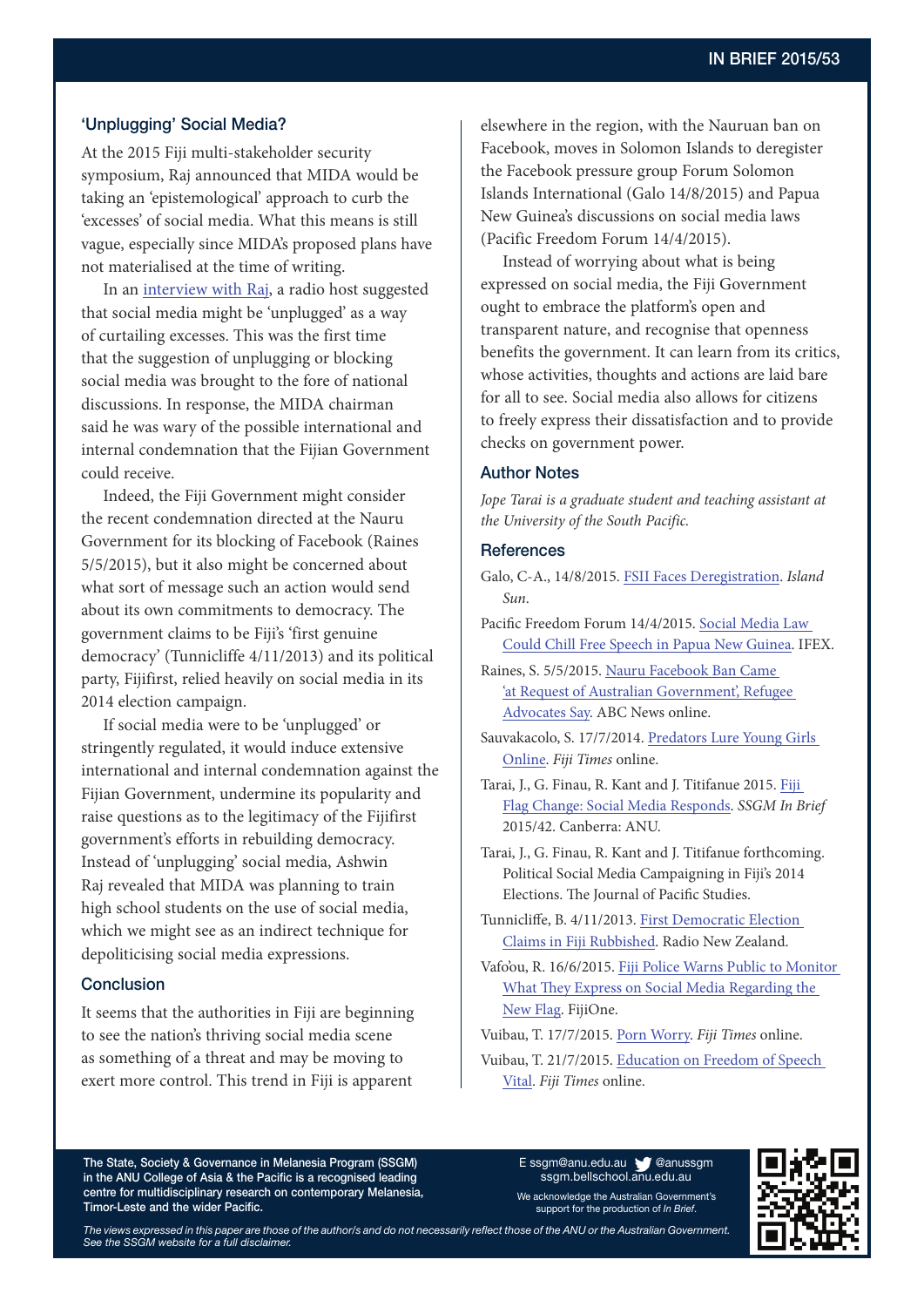## 'Unplugging' Social Media?

At the 2015 Fiji multi-stakeholder security symposium, Raj announced that MIDA would be taking an 'epistemological' approach to curb the 'excesses' of social media. What this means is still vague, especially since MIDA's proposed plans have not materialised at the time of writing.

In an interview with Raj, a radio host suggested that social media might be 'unplugged' as a way of curtailing excesses. This was the first time that the suggestion of unplugging or blocking social media was brought to the fore of national discussions. In response, the MIDA chairman said he was wary of the possible international and internal condemnation that the Fijian Government could receive.

Indeed, the Fiji Government might consider the recent condemnation directed at the Nauru Government for its blocking of Facebook (Raines 5/5/2015), but it also might be concerned about what sort of message such an action would send about its own commitments to democracy. The government claims to be Fiji's 'first genuine democracy' (Tunnicliffe 4/11/2013) and its political party, Fijifirst, relied heavily on social media in its 2014 election campaign.

If social media were to be 'unplugged' or stringently regulated, it would induce extensive international and internal condemnation against the Fijian Government, undermine its popularity and raise questions as to the legitimacy of the Fijifirst government's efforts in rebuilding democracy. Instead of 'unplugging' social media, Ashwin Raj revealed that MIDA was planning to train high school students on the use of social media, which we might see as an indirect technique for depoliticising social media expressions.

## Conclusion

It seems that the authorities in Fiji are beginning to see the nation's thriving social media scene as something of a threat and may be moving to exert more control. This trend in Fiji is apparent elsewhere in the region, with the Nauruan ban on Facebook, moves in Solomon Islands to deregister the Facebook pressure group Forum Solomon Islands International (Galo 14/8/2015) and Papua New Guinea's discussions on social media laws (Pacific Freedom Forum 14/4/2015).

Instead of worrying about what is being expressed on social media, the Fiji Government ought to embrace the platform's open and transparent nature, and recognise that openness benefits the government. It can learn from its critics, whose activities, thoughts and actions are laid bare for all to see. Social media also allows for citizens to freely express their dissatisfaction and to provide checks on government power.

## Author Notes

*Jope Tarai is a graduate student and teaching assistant at the University of the South Pacific.*

## References

Galo, C-A., 14/8/2015. FSII Faces Deregistration. *Island Sun*.

Pacific Freedom Forum 14/4/2015. Social Media Law Could Chill Free Speech in Papua New Guinea. IFEX.

Raines, S. 5/5/2015. Nauru Facebook Ban Came 'at Request of Australian Government', Refugee Advocates Say. ABC News online.

Sauvakacolo, S. 17/7/2014. Predators Lure Young Girls Online. *Fiji Times* online.

Tarai, J., G. Finau, R. Kant and J. Titifanue 2015. Fiji Flag Change: Social Media Responds. *SSGM In Brief* 2015/42. Canberra: ANU.

Tarai, J., G. Finau, R. Kant and J. Titifanue forthcoming. Political Social Media Campaigning in Fiji's 2014 Elections. The Journal of Pacific Studies.

Tunnicliffe, B. 4/11/2013. First Democratic Election Claims in Fiji Rubbished. Radio New Zealand.

Vafo'ou, R. 16/6/2015. Fiji Police Warns Public to Monitor What They Express on Social Media Regarding the New Flag. FijiOne.

Vuibau, T. 17/7/2015. Porn Worry. *Fiji Times* online.

Vuibau, T. 21/7/2015. Education on Freedom of Speech Vital. *Fiji Times* online.

The State, Society & Governance in Melanesia Program (SSGM) in the ANU College of Asia & the Pacific is a recognised leading centre for multidisciplinary research on contemporary Melanesia, Timor-Leste and the wider Pacific.

E ssgm@anu.edu.au @anussgm
ssgm.bellschool.anu.edu.au

We acknowledge the Australian Government's support for the production of *In Brief*.

*The views expressed in this paper are those of the author/s and do not necessarily reflect those of the ANU or the Australian Government. See the SSGM website for a full disclaimer.*